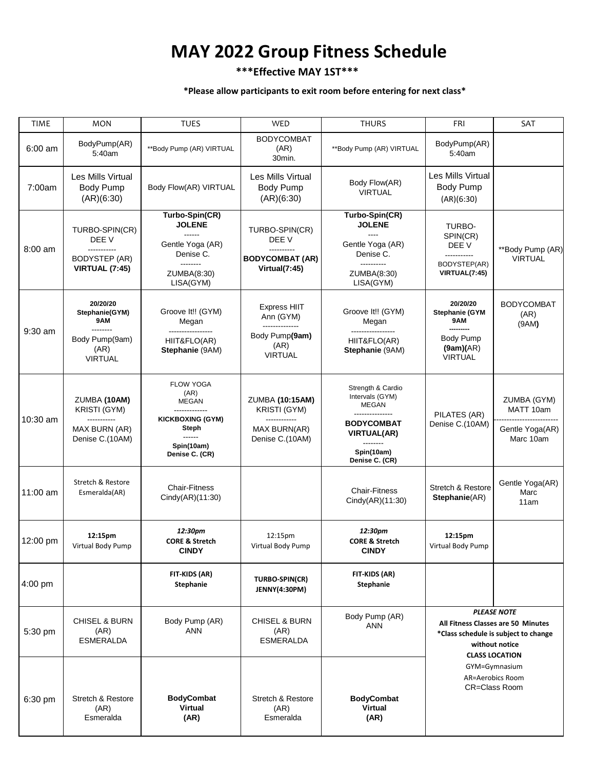# MAY 2022 Group Fitness Schedule

**\*\*\*Effective MAY 1ST\*\*\***

**\*Please allow participants to exit room before entering for next class\***

| TIME | MON | TUES | WED | THURS | FRI | SAT |
|---|---|---|---|---|---|---|
| 6:00 am | BodyPump(AR) 5:40am | **Body Pump (AR) VIRTUAL | BODYCOMBAT (AR) 30min. | **Body Pump (AR) VIRTUAL | BodyPump(AR) 5:40am | |
| 7:00am | Les Mills Virtual Body Pump (AR)(6:30) | Body Flow(AR) VIRTUAL | Les Mills Virtual Body Pump (AR)(6:30) | Body Flow(AR) VIRTUAL | Les Mills Virtual Body Pump (AR)(6:30) | |
| 8:00 am | TURBO-SPIN(CR) DEE V ----------- BODYSTEP (AR) **VIRTUAL (7:45)** | **Turbo-Spin(CR) JOLENE** ------ Gentle Yoga (AR) Denise C. -------- ZUMBA(8:30) LISA(GYM) | TURBO-SPIN(CR) DEE V ---------- **BODYCOMBAT (AR) Virtual(7:45)** | **Turbo-Spin(CR) JOLENE** ---- Gentle Yoga (AR) Denise C. ---------- ZUMBA(8:30) LISA(GYM) | TURBO-SPIN(CR) DEE V ----------- BODYSTEP(AR) **VIRTUAL(7:45)** | **Body Pump (AR) VIRTUAL |
| 9:30 am | **20/20/20 Stephanie(GYM) 9AM** -------- Body Pump(9am) (AR) VIRTUAL | Groove It!! (GYM) Megan ----------------- HIIT&FLO(AR) **Stephanie** (9AM) | Express HIIT Ann (GYM) -------------- Body Pump**(9am)** (AR) VIRTUAL | Groove It!! (GYM) Megan ----------------- HIIT&FLO(AR) **Stephanie** (9AM) | **20/20/20 Stephanie (GYM 9AM** --------- Body Pump **(9am)**(AR) VIRTUAL | BODYCOMBAT (AR) (9AM**)** |
| 10:30 am | ZUMBA **(10AM)** KRISTI (GYM) ----------- MAX BURN (AR) Denise C.(10AM) | FLOW YOGA (AR) MEGAN ------------- **KICKBOXING (GYM) Steph** ------ **Spin(10am) Denise C. (CR)** | ZUMBA **(10:15AM)** KRISTI (GYM) ------------ MAX BURN(AR) Denise C.(10AM) | Strength & Cardio Intervals (GYM) MEGAN --------------- **BODYCOMBAT VIRTUAL(AR)** -------- **Spin(10am) Denise C. (CR)** | PILATES (AR) Denise C.(10AM) | ZUMBA (GYM) MATT 10am ----------------------- Gentle Yoga(AR) Marc 10am |
| 11:00 am | Stretch & Restore Esmeralda(AR) | Chair-Fitness Cindy(AR)(11:30) | | Chair-Fitness Cindy(AR)(11:30) | Stretch & Restore **Stephanie**(AR) | Gentle Yoga(AR) Marc 11am |
| 12:00 pm | **12:15pm** Virtual Body Pump | ***12:30pm*** **CORE & Stretch CINDY** | 12:15pm Virtual Body Pump | ***12:30pm*** **CORE & Stretch CINDY** | **12:15pm** Virtual Body Pump | |
| 4:00 pm | | **FIT-KIDS (AR) Stephanie** | **TURBO-SPIN(CR) JENNY(4:30PM)** | **FIT-KIDS (AR) Stephanie** | | |
| 5:30 pm | CHISEL & BURN (AR) ESMERALDA | Body Pump (AR) ANN | CHISEL & BURN (AR) ESMERALDA | Body Pump (AR) ANN | ***PLEASE NOTE*** **All Fitness Classes are 50 Minutes \*Class schedule is subject to change without notice CLASS LOCATION** GYM=Gymnasium AR=Aerobics Room CR=Class Room | |
| 6:30 pm | Stretch & Restore (AR) Esmeralda | **BodyCombat Virtual (AR)** | Stretch & Restore (AR) Esmeralda | **BodyCombat Virtual (AR)** | | |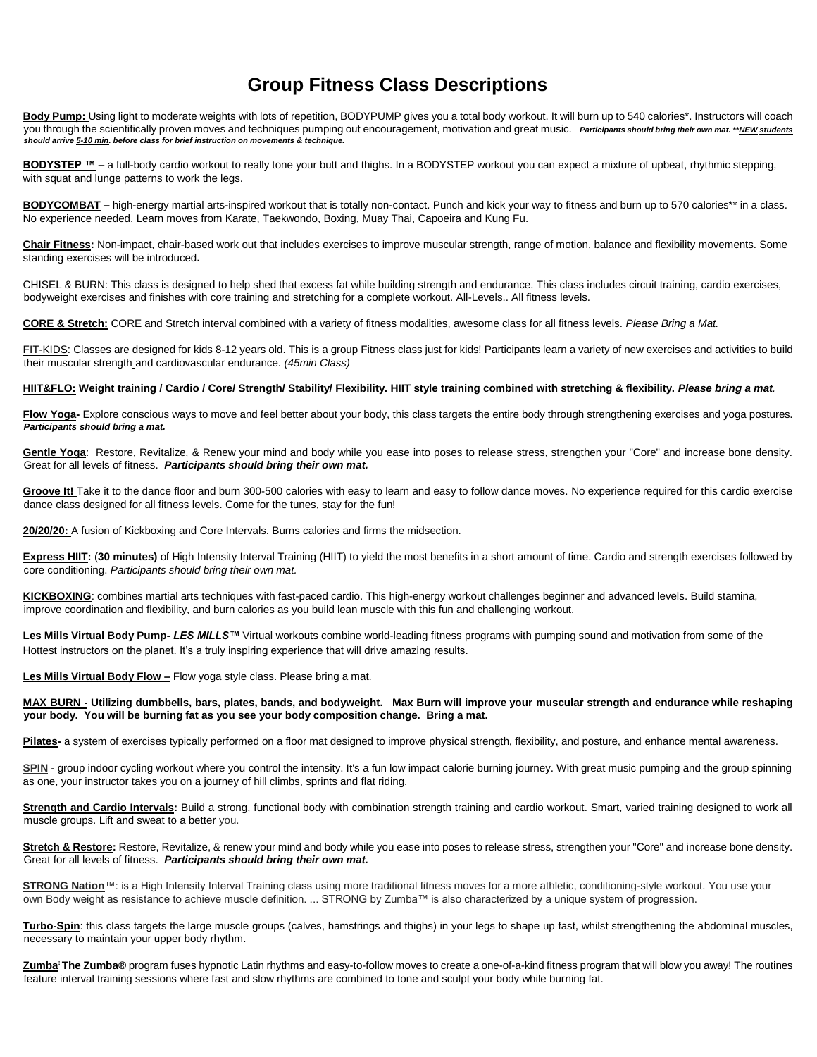# Group Fitness Class Descriptions

**Body Pump:** Using light to moderate weights with lots of repetition, BODYPUMP gives you a total body workout. It will burn up to 540 calories*. Instructors will coach you through the scientifically proven moves and techniques pumping out encouragement, motivation and great music. ***Participants should bring their own mat. **NEW students should arrive 5-10 min. before class for brief instruction on movements & technique.***

**BODYSTEP ™ –** a full-body cardio workout to really tone your butt and thighs. In a BODYSTEP workout you can expect a mixture of upbeat, rhythmic stepping, with squat and lunge patterns to work the legs.

**BODYCOMBAT –** high-energy martial arts-inspired workout that is totally non-contact. Punch and kick your way to fitness and burn up to 570 calories** in a class. No experience needed. Learn moves from Karate, Taekwondo, Boxing, Muay Thai, Capoeira and Kung Fu.

**Chair Fitness:** Non-impact, chair-based work out that includes exercises to improve muscular strength, range of motion, balance and flexibility movements. Some standing exercises will be introduced**.**

CHISEL & BURN: This class is designed to help shed that excess fat while building strength and endurance. This class includes circuit training, cardio exercises, bodyweight exercises and finishes with core training and stretching for a complete workout. All-Levels.. All fitness levels.

**CORE & Stretch:** CORE and Stretch interval combined with a variety of fitness modalities, awesome class for all fitness levels. *Please Bring a Mat.*

FIT-KIDS: Classes are designed for kids 8-12 years old. This is a group Fitness class just for kids! Participants learn a variety of new exercises and activities to build their muscular strength and cardiovascular endurance. *(45min Class)*

**HIIT&FLO: Weight training / Cardio / Core/ Strength/ Stability/ Flexibility. HIIT style training combined with stretching & flexibility. *Please bring a mat*.**

**Flow Yoga-** Explore conscious ways to move and feel better about your body, this class targets the entire body through strengthening exercises and yoga postures. ***Participants should bring a mat.***

**Gentle Yoga**: Restore, Revitalize, & Renew your mind and body while you ease into poses to release stress, strengthen your "Core" and increase bone density. Great for all levels of fitness. ***Participants should bring their own mat.***

**Groove It!** Take it to the dance floor and burn 300-500 calories with easy to learn and easy to follow dance moves. No experience required for this cardio exercise dance class designed for all fitness levels. Come for the tunes, stay for the fun!

**20/20/20:** A fusion of Kickboxing and Core Intervals. Burns calories and firms the midsection.

**Express HIIT:** (**30 minutes)** of High Intensity Interval Training (HIIT) to yield the most benefits in a short amount of time. Cardio and strength exercises followed by core conditioning. *Participants should bring their own mat.*

**KICKBOXING**: combines martial arts techniques with fast-paced cardio. This high-energy workout challenges beginner and advanced levels. Build stamina, improve coordination and flexibility, and burn calories as you build lean muscle with this fun and challenging workout.

**Les Mills Virtual Body Pump- *LES MILLS™*** Virtual workouts combine world-leading fitness programs with pumping sound and motivation from some of the Hottest instructors on the planet. It's a truly inspiring experience that will drive amazing results.

**Les Mills Virtual Body Flow –** Flow yoga style class. Please bring a mat.

**MAX BURN - Utilizing dumbbells, bars, plates, bands, and bodyweight. Max Burn will improve your muscular strength and endurance while reshaping your body. You will be burning fat as you see your body composition change. Bring a mat.**

**Pilates-** a system of exercises typically performed on a floor mat designed to improve physical strength, flexibility, and posture, and enhance mental awareness.

**SPIN -** group indoor cycling workout where you control the intensity. It's a fun low impact calorie burning journey. With great music pumping and the group spinning as one, your instructor takes you on a journey of hill climbs, sprints and flat riding.

**Strength and Cardio Intervals:** Build a strong, functional body with combination strength training and cardio workout. Smart, varied training designed to work all muscle groups. Lift and sweat to a better you.

**Stretch & Restore:** Restore, Revitalize, & renew your mind and body while you ease into poses to release stress, strengthen your "Core" and increase bone density. Great for all levels of fitness. ***Participants should bring their own mat.***

**STRONG Nation**™: is a High Intensity Interval Training class using more traditional fitness moves for a more athletic, conditioning-style workout. You use your own Body weight as resistance to achieve muscle definition. ... STRONG by Zumba™ is also characterized by a unique system of progression.

**Turbo-Spin**: this class targets the large muscle groups (calves, hamstrings and thighs) in your legs to shape up fast, whilst strengthening the abdominal muscles, necessary to maintain your upper body rhythm.

**Zumba**: **The Zumba®** program fuses hypnotic Latin rhythms and easy-to-follow moves to create a one-of-a-kind fitness program that will blow you away! The routines feature interval training sessions where fast and slow rhythms are combined to tone and sculpt your body while burning fat.